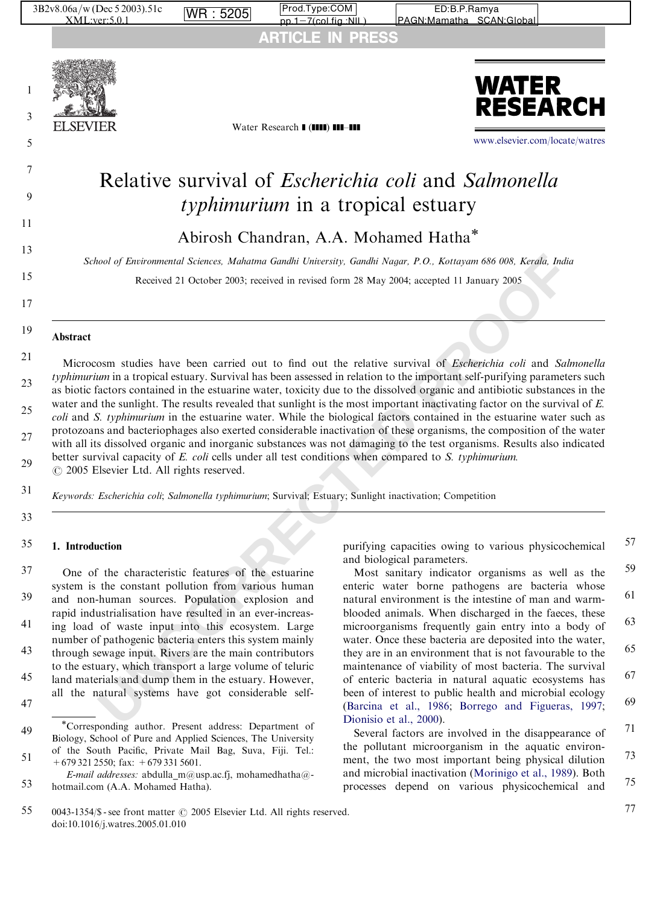# Relative survival of *Escherichia coli* and *Salmonella typhimurium* in a tropical estuary

Abirosh Chandran, A.A. Mohamed Hatha*

*School of Environmental Sciences, Mahatma Gandhi University, Gandhi Nagar, P.O., Kottayam 686 008, Kerala, India*

Received 21 October 2003; received in revised form 28 May 2004; accepted 11 January 2005

## Abstract

Microcosm studies have been carried out to find out the relative survival of *Escherichia coli* and *Salmonella typhimurium* in a tropical estuary. Survival has been assessed in relation to the important self-purifying parameters such as biotic factors contained in the estuarine water, toxicity due to the dissolved organic and antibiotic substances in the water and the sunlight. The results revealed that sunlight is the most important inactivating factor on the survival of *E. coli* and *S. typhimurium* in the estuarine water. While the biological factors contained in the estuarine water such as protozoans and bacteriophages also exerted considerable inactivation of these organisms, the composition of the water with all its dissolved organic and inorganic substances was not damaging to the test organisms. Results also indicated better survival capacity of *E. coli* cells under all test conditions when compared to *S. typhimurium*.
© 2005 Elsevier Ltd. All rights reserved.

*Keywords:* *Escherichia coli*; *Salmonella typhimurium*; Survival; Estuary; Sunlight inactivation; Competition

## 1. Introduction

One of the characteristic features of the estuarine system is the constant pollution from various human and non-human sources. Population explosion and rapid industrialisation have resulted in an ever-increasing load of waste input into this ecosystem. Large number of pathogenic bacteria enters this system mainly through sewage input. Rivers are the main contributors to the estuary, which transport a large volume of teluric land materials and dump them in the estuary. However, all the natural systems have got considerable self-purifying capacities owing to various physicochemical and biological parameters.

Most sanitary indicator organisms as well as the enteric water borne pathogens are bacteria whose natural environment is the intestine of man and warm-blooded animals. When discharged in the faeces, these microorganisms frequently gain entry into a body of water. Once these bacteria are deposited into the water, they are in an environment that is not favourable to the maintenance of viability of most bacteria. The survival of enteric bacteria in natural aquatic ecosystems has been of interest to public health and microbial ecology (Barcina et al., 1986; Borrego and Figueras, 1997; Dionisio et al., 2000).

Several factors are involved in the disappearance of the pollutant microorganism in the aquatic environment, the two most important being physical dilution and microbial inactivation (Morinigo et al., 1989). Both processes depend on various physicochemical and

*Corresponding author. Present address: Department of Biology, School of Pure and Applied Sciences, The University of the South Pacific, Private Mail Bag, Suva, Fiji. Tel.: +679 321 2550; fax: +679 331 5601.

*E-mail addresses:* abdulla_m@usp.ac.fj, mohamedhatha@hotmail.com (A.A. Mohamed Hatha).

0043-1354/$ - see front matter © 2005 Elsevier Ltd. All rights reserved.
doi:10.1016/j.watres.2005.01.010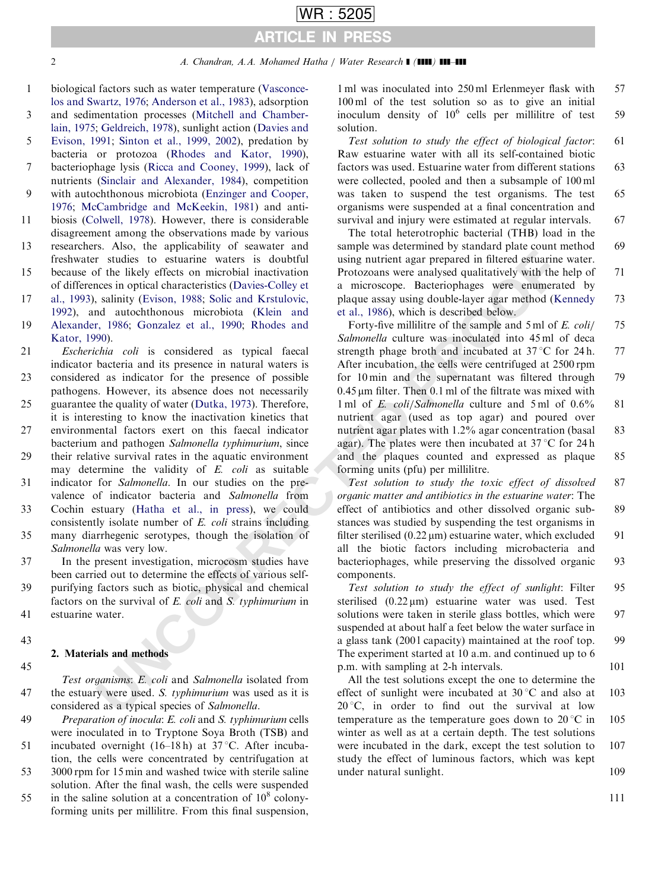biological factors such as water temperature (Vasconcelos and Swartz, 1976; Anderson et al., 1983), adsorption and sedimentation processes (Mitchell and Chamberlain, 1975; Geldreich, 1978), sunlight action (Davies and Evison, 1991; Sinton et al., 1999, 2002), predation by bacteria or protozoa (Rhodes and Kator, 1990), bacteriophage lysis (Ricca and Cooney, 1999), lack of nutrients (Sinclair and Alexander, 1984), competition with autochthonous microbiota (Enzinger and Cooper, 1976; McCambridge and McKeekin, 1981) and antibiosis (Colwell, 1978). However, there is considerable disagreement among the observations made by various researchers. Also, the applicability of seawater and freshwater studies to estuarine waters is doubtful because of the likely effects on microbial inactivation of differences in optical characteristics (Davies-Colley et al., 1993), salinity (Evison, 1988; Solic and Krstulovic, 1992), and autochthonous microbiota (Klein and Alexander, 1986; Gonzalez et al., 1990; Rhodes and Kator, 1990).

*Escherichia coli* is considered as typical faecal indicator bacteria and its presence in natural waters is considered as indicator for the presence of possible pathogens. However, its absence does not necessarily guarantee the quality of water (Dutka, 1973). Therefore, it is interesting to know the inactivation kinetics that environmental factors exert on this faecal indicator bacterium and pathogen *Salmonella typhimurium*, since their relative survival rates in the aquatic environment may determine the validity of *E. coli* as suitable indicator for *Salmonella*. In our studies on the prevalence of indicator bacteria and *Salmonella* from Cochin estuary (Hatha et al., in press), we could consistently isolate number of *E. coli* strains including many diarrhegenic serotypes, though the isolation of *Salmonella* was very low.

In the present investigation, microcosm studies have been carried out to determine the effects of various self-purifying factors such as biotic, physical and chemical factors on the survival of *E. coli* and *S. typhimurium* in estuarine water.

## 2. Materials and methods

*Test organisms*: *E. coli* and *Salmonella* isolated from the estuary were used. *S. typhimurium* was used as it is considered as a typical species of *Salmonella*.

*Preparation of inocula*: *E. coli* and *S. typhimurium* cells were inoculated in to Tryptone Soya Broth (TSB) and incubated overnight (16–18 h) at 37 °C. After incubation, the cells were concentrated by centrifugation at 3000 rpm for 15 min and washed twice with sterile saline solution. After the final wash, the cells were suspended in the saline solution at a concentration of $10^8$ colony-forming units per millilitre. From this final suspension, 1 ml was inoculated into 250 ml Erlenmeyer flask with 100 ml of the test solution so as to give an initial inoculum density of $10^6$ cells per millilitre of test solution.

*Test solution to study the effect of biological factor*: Raw estuarine water with all its self-contained biotic factors was used. Estuarine water from different stations were collected, pooled and then a subsample of 100 ml was taken to suspend the test organisms. The test organisms were suspended at a final concentration and survival and injury were estimated at regular intervals.

The total heterotrophic bacterial (THB) load in the sample was determined by standard plate count method using nutrient agar prepared in filtered estuarine water. Protozoans were analysed qualitatively with the help of a microscope. Bacteriophages were enumerated by plaque assay using double-layer agar method (Kennedy et al., 1986), which is described below.

Forty-five millilitre of the sample and 5 ml of *E. coli*/*Salmonella* culture was inoculated into 45 ml of deca strength phage broth and incubated at 37 °C for 24 h. After incubation, the cells were centrifuged at 2500 rpm for 10 min and the supernatant was filtered through 0.45 μm filter. Then 0.1 ml of the filtrate was mixed with 1 ml of *E. coli*/*Salmonella* culture and 5 ml of 0.6% nutrient agar (used as top agar) and poured over nutrient agar plates with 1.2% agar concentration (basal agar). The plates were then incubated at 37 °C for 24 h and the plaques counted and expressed as plaque forming units (pfu) per millilitre.

*Test solution to study the toxic effect of dissolved organic matter and antibiotics in the estuarine water*: The effect of antibiotics and other dissolved organic substances was studied by suspending the test organisms in filter sterilised (0.22 μm) estuarine water, which excluded all the biotic factors including microbacteria and bacteriophages, while preserving the dissolved organic components.

*Test solution to study the effect of sunlight*: Filter sterilised (0.22 μm) estuarine water was used. Test solutions were taken in sterile glass bottles, which were suspended at about half a feet below the water surface in a glass tank (200 l capacity) maintained at the roof top. The experiment started at 10 a.m. and continued up to 6 p.m. with sampling at 2-h intervals.

All the test solutions except the one to determine the effect of sunlight were incubated at 30 °C and also at 20 °C, in order to find out the survival at low temperature as the temperature goes down to 20 °C in winter as well as at a certain depth. The test solutions were incubated in the dark, except the test solution to study the effect of luminous factors, which was kept under natural sunlight.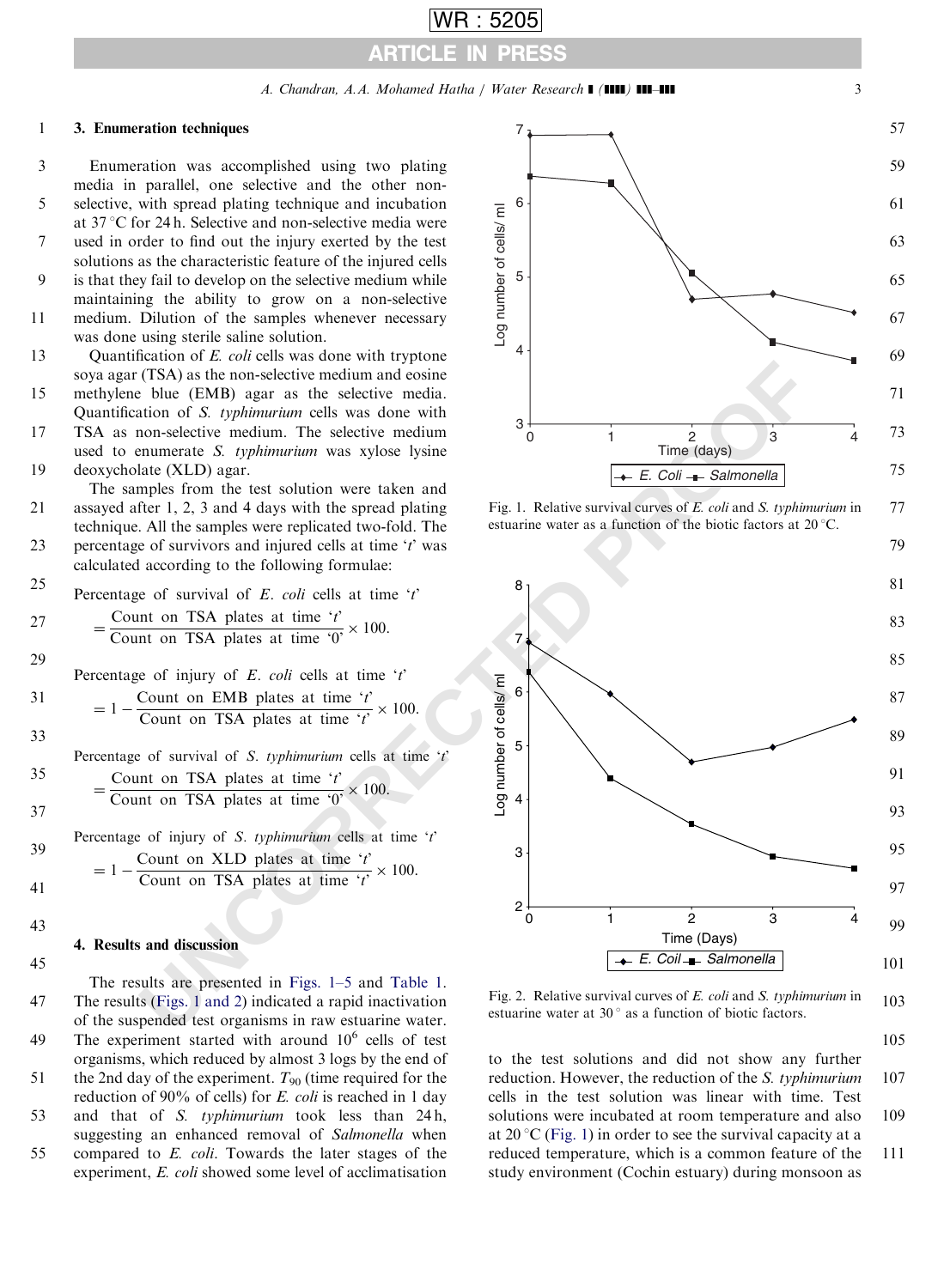## 3. Enumeration techniques

Enumeration was accomplished using two plating media in parallel, one selective and the other non-selective, with spread plating technique and incubation at 37 °C for 24 h. Selective and non-selective media were used in order to find out the injury exerted by the test solutions as the characteristic feature of the injured cells is that they fail to develop on the selective medium while maintaining the ability to grow on a non-selective medium. Dilution of the samples whenever necessary was done using sterile saline solution.

Quantification of *E. coli* cells was done with tryptone soya agar (TSA) as the non-selective medium and eosine methylene blue (EMB) agar as the selective media. Quantification of *S. typhimurium* cells was done with TSA as non-selective medium. The selective medium used to enumerate *S. typhimurium* was xylose lysine deoxycholate (XLD) agar.

The samples from the test solution were taken and assayed after 1, 2, 3 and 4 days with the spread plating technique. All the samples were replicated two-fold. The percentage of survivors and injured cells at time '*t*' was calculated according to the following formulae:

Percentage of survival of *E. coli* cells at time '*t*'

$$= \frac{\text{Count on TSA plates at time '}t\text{'}}{\text{Count on TSA plates at time '0'}} \times 100.$$

Percentage of injury of *E. coli* cells at time '*t*'

$$= 1 - \frac{\text{Count on EMB plates at time '}t\text{'}}{\text{Count on TSA plates at time '}t\text{'}} \times 100.$$

Percentage of survival of *S. typhimurium* cells at time '*t*'

$$= \frac{\text{Count on TSA plates at time '}t\text{'}}{\text{Count on TSA plates at time '0'}} \times 100.$$

Percentage of injury of *S. typhimurium* cells at time '*t*'

$$= 1 - \frac{\text{Count on XLD plates at time '}t\text{'}}{\text{Count on TSA plates at time '}t\text{'}} \times 100.$$

## 4. Results and discussion

The results are presented in Figs. 1–5 and Table 1. The results (Figs. 1 and 2) indicated a rapid inactivation of the suspended test organisms in raw estuarine water. The experiment started with around $10^6$ cells of test organisms, which reduced by almost 3 logs by the end of the 2nd day of the experiment. $T_{90}$ (time required for the reduction of 90% of cells) for *E. coli* is reached in 1 day and that of *S. typhimurium* took less than 24 h, suggesting an enhanced removal of *Salmonella* when compared to *E. coli*. Towards the later stages of the experiment, *E. coli* showed some level of acclimatisation to the test solutions and did not show any further reduction. However, the reduction of the *S. typhimurium* cells in the test solution was linear with time. Test solutions were incubated at room temperature and also at 20 °C (Fig. 1) in order to see the survival capacity at a reduced temperature, which is a common feature of the study environment (Cochin estuary) during monsoon as

Fig. 1. Relative survival curves of *E. coli* and *S. typhimurium* in estuarine water as a function of the biotic factors at 20 °C.

Fig. 2. Relative survival curves of *E. coli* and *S. typhimurium* in estuarine water at 30 ° as a function of biotic factors.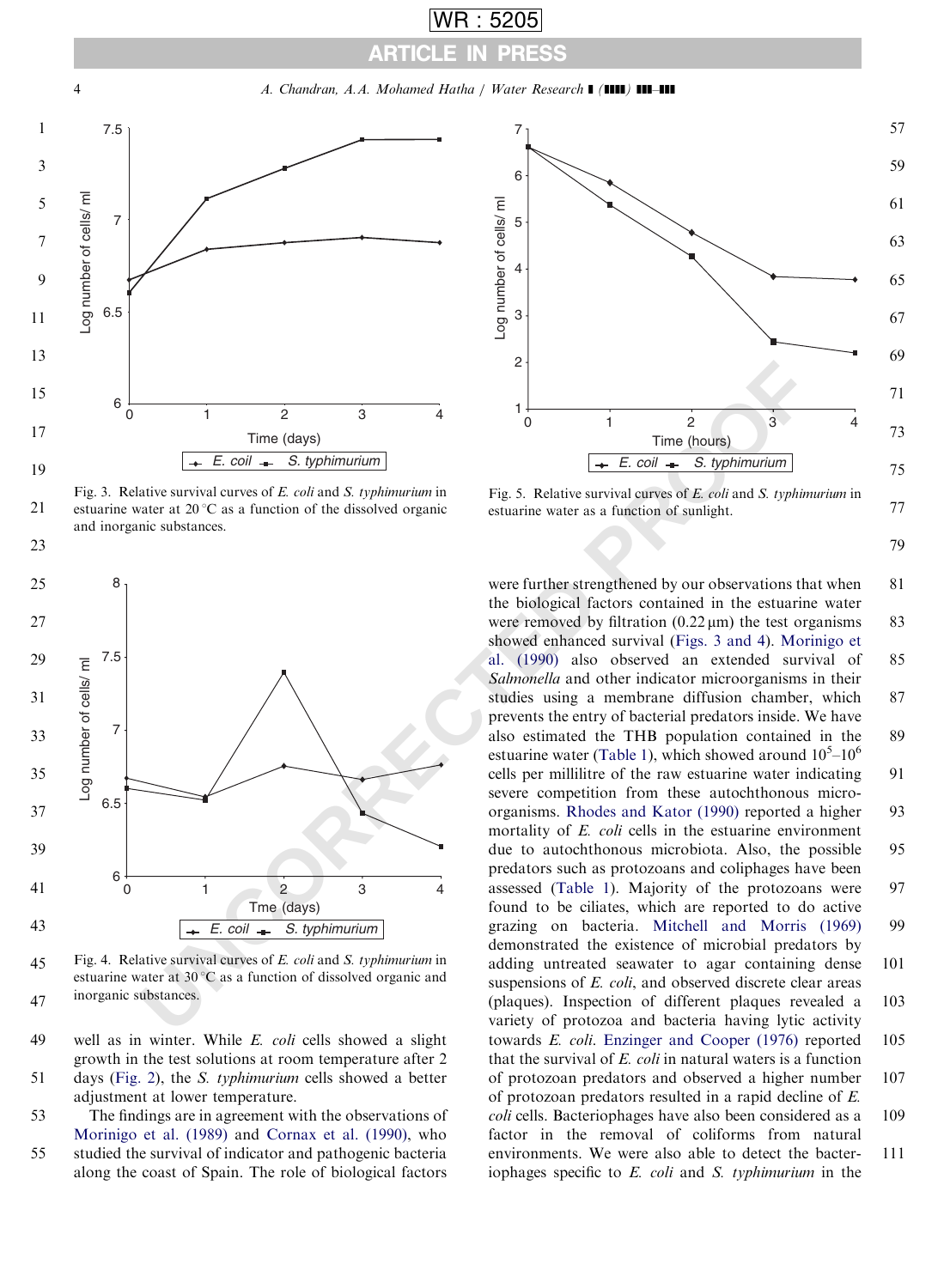Fig. 3. Relative survival curves of *E. coli* and *S. typhimurium* in estuarine water at 20 °C as a function of the dissolved organic and inorganic substances.

Fig. 4. Relative survival curves of *E. coli* and *S. typhimurium* in estuarine water at 30 °C as a function of dissolved organic and inorganic substances.

Fig. 5. Relative survival curves of *E. coli* and *S. typhimurium* in estuarine water as a function of sunlight.

well as in winter. While *E. coli* cells showed a slight growth in the test solutions at room temperature after 2 days (Fig. 2), the *S. typhimurium* cells showed a better adjustment at lower temperature.

The findings are in agreement with the observations of Moriñigo et al. (1989) and Cornax et al. (1990), who studied the survival of indicator and pathogenic bacteria along the coast of Spain. The role of biological factors were further strengthened by our observations that when the biological factors contained in the estuarine water were removed by filtration (0.22 μm) the test organisms showed enhanced survival (Figs. 3 and 4). Moriñigo et al. (1990) also observed an extended survival of *Salmonella* and other indicator microorganisms in their studies using a membrane diffusion chamber, which prevents the entry of bacterial predators inside. We have also estimated the THB population contained in the estuarine water (Table 1), which showed around $10^5$–$10^6$ cells per millilitre of the raw estuarine water indicating severe competition from these autochthonous microorganisms. Rhodes and Kator (1990) reported a higher mortality of *E. coli* cells in the estuarine environment due to autochthonous microbiota. Also, the possible predators such as protozoans and coliphages have been assessed (Table 1). Majority of the protozoans were found to be ciliates, which are reported to do active grazing on bacteria. Mitchell and Morris (1969) demonstrated the existence of microbial predators by adding untreated seawater to agar containing dense suspensions of *E. coli*, and observed discrete clear areas (plaques). Inspection of different plaques revealed a variety of protozoa and bacteria having lytic activity towards *E. coli*. Enzinger and Cooper (1976) reported that the survival of *E. coli* in natural waters is a function of protozoan predators and observed a higher number of protozoan predators resulted in a rapid decline of *E. coli* cells. Bacteriophages have also been considered as a factor in the removal of coliforms from natural environments. We were also able to detect the bacteriophages specific to *E. coli* and *S. typhimurium* in the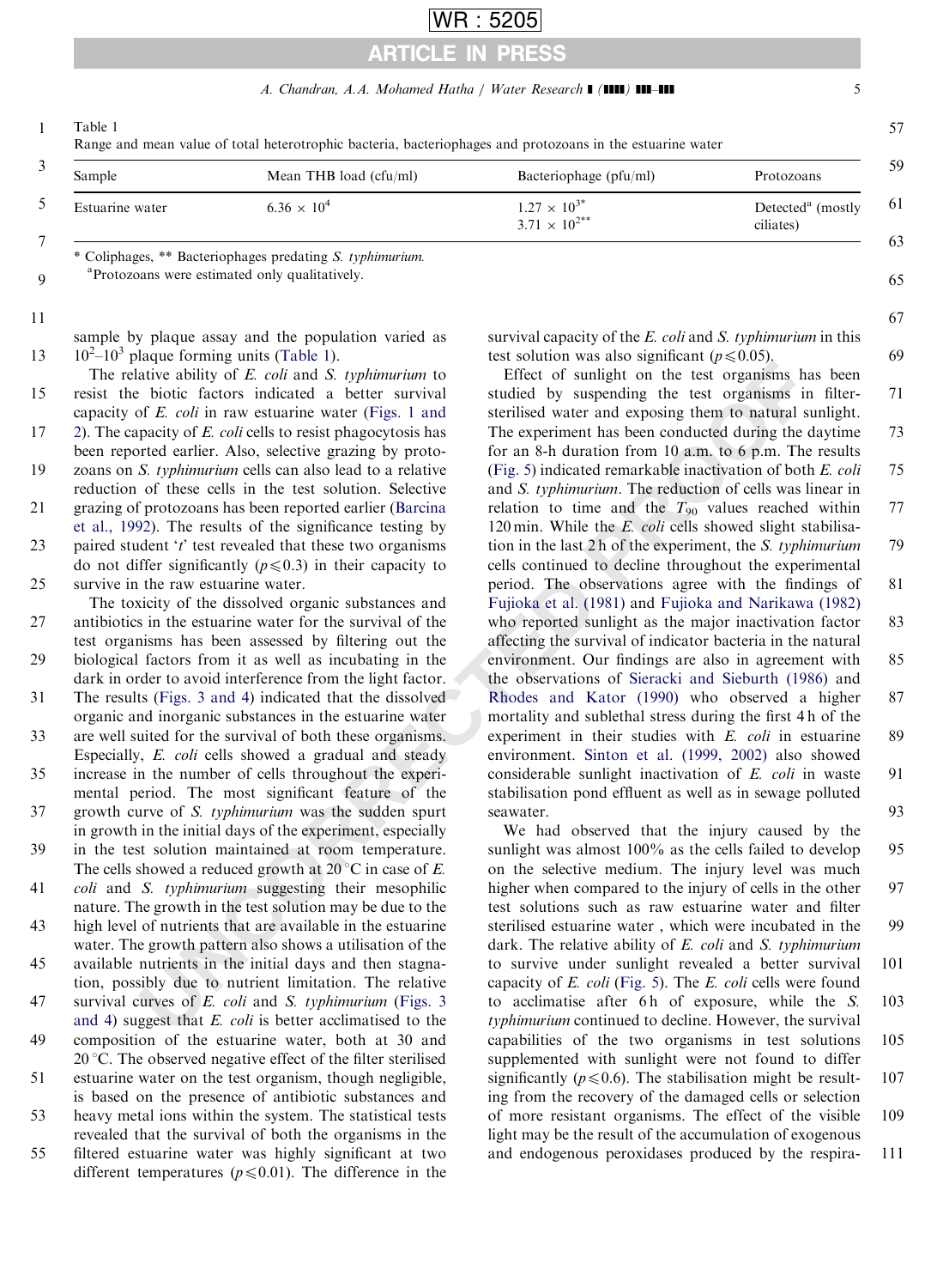Table 1
Range and mean value of total heterotrophic bacteria, bacteriophages and protozoans in the estuarine water

| Sample | Mean THB load (cfu/ml) | Bacteriophage (pfu/ml) | Protozoans |
|---|---|---|---|
| Estuarine water | $6.36 \times 10^4$ | $1.27 \times 10^{3*}$<br>$3.71 \times 10^{2**}$ | Detected[a] (mostly ciliates) |

\* Coliphages, \*\* Bacteriophages predating *S. typhimurium*.
[a]Protozoans were estimated only qualitatively.

sample by plaque assay and the population varied as $10^2$–$10^3$ plaque forming units (Table 1).

The relative ability of *E. coli* and *S. typhimurium* to resist the biotic factors indicated a better survival capacity of *E. coli* in raw estuarine water (Figs. 1 and 2). The capacity of *E. coli* cells to resist phagocytosis has been reported earlier. Also, selective grazing by protozoans on *S. typhimurium* cells can also lead to a relative reduction of these cells in the test solution. Selective grazing of protozoans has been reported earlier (Barcina et al., 1992). The results of the significance testing by paired student '*t*' test revealed that these two organisms do not differ significantly ($p \leq 0.3$) in their capacity to survive in the raw estuarine water.

The toxicity of the dissolved organic substances and antibiotics in the estuarine water for the survival of the test organisms has been assessed by filtering out the biological factors from it as well as incubating in the dark in order to avoid interference from the light factor. The results (Figs. 3 and 4) indicated that the dissolved organic and inorganic substances in the estuarine water are well suited for the survival of both these organisms. Especially, *E. coli* cells showed a gradual and steady increase in the number of cells throughout the experimental period. The most significant feature of the growth curve of *S. typhimurium* was the sudden spurt in growth in the initial days of the experiment, especially in the test solution maintained at room temperature. The cells showed a reduced growth at 20 °C in case of *E. coli* and *S. typhimurium* suggesting their mesophilic nature. The growth in the test solution may be due to the high level of nutrients that are available in the estuarine water. The growth pattern also shows a utilisation of the available nutrients in the initial days and then stagnation, possibly due to nutrient limitation. The relative survival curves of *E. coli* and *S. typhimurium* (Figs. 3 and 4) suggest that *E. coli* is better acclimatised to the composition of the estuarine water, both at 30 and 20 °C. The observed negative effect of the filter sterilised estuarine water on the test organism, though negligible, is based on the presence of antibiotic substances and heavy metal ions within the system. The statistical tests revealed that the survival of both the organisms in the filtered estuarine water was highly significant at two different temperatures ($p \leq 0.01$). The difference in the survival capacity of the *E. coli* and *S. typhimurium* in this test solution was also significant ($p \leq 0.05$).

Effect of sunlight on the test organisms has been studied by suspending the test organisms in filter-sterilised water and exposing them to natural sunlight. The experiment has been conducted during the daytime for an 8-h duration from 10 a.m. to 6 p.m. The results (Fig. 5) indicated remarkable inactivation of both *E. coli* and *S. typhimurium*. The reduction of cells was linear in relation to time and the $T_{90}$ values reached within 120 min. While the *E. coli* cells showed slight stabilisation in the last 2 h of the experiment, the *S. typhimurium* cells continued to decline throughout the experimental period. The observations agree with the findings of Fujioka et al. (1981) and Fujioka and Narikawa (1982) who reported sunlight as the major inactivation factor affecting the survival of indicator bacteria in the natural environment. Our findings are also in agreement with the observations of Sieracki and Sieburth (1986) and Rhodes and Kator (1990) who observed a higher mortality and sublethal stress during the first 4 h of the experiment in their studies with *E. coli* in estuarine environment. Sinton et al. (1999, 2002) also showed considerable sunlight inactivation of *E. coli* in waste stabilisation pond effluent as well as in sewage polluted seawater.

We had observed that the injury caused by the sunlight was almost 100% as the cells failed to develop on the selective medium. The injury level was much higher when compared to the injury of cells in the other test solutions such as raw estuarine water and filter sterilised estuarine water , which were incubated in the dark. The relative ability of *E. coli* and *S. typhimurium* to survive under sunlight revealed a better survival capacity of *E. coli* (Fig. 5). The *E. coli* cells were found to acclimatise after 6 h of exposure, while the *S. typhimurium* continued to decline. However, the survival capabilities of the two organisms in test solutions supplemented with sunlight were not found to differ significantly ($p \leq 0.6$). The stabilisation might be resulting from the recovery of the damaged cells or selection of more resistant organisms. The effect of the visible light may be the result of the accumulation of exogenous and endogenous peroxidases produced by the respira-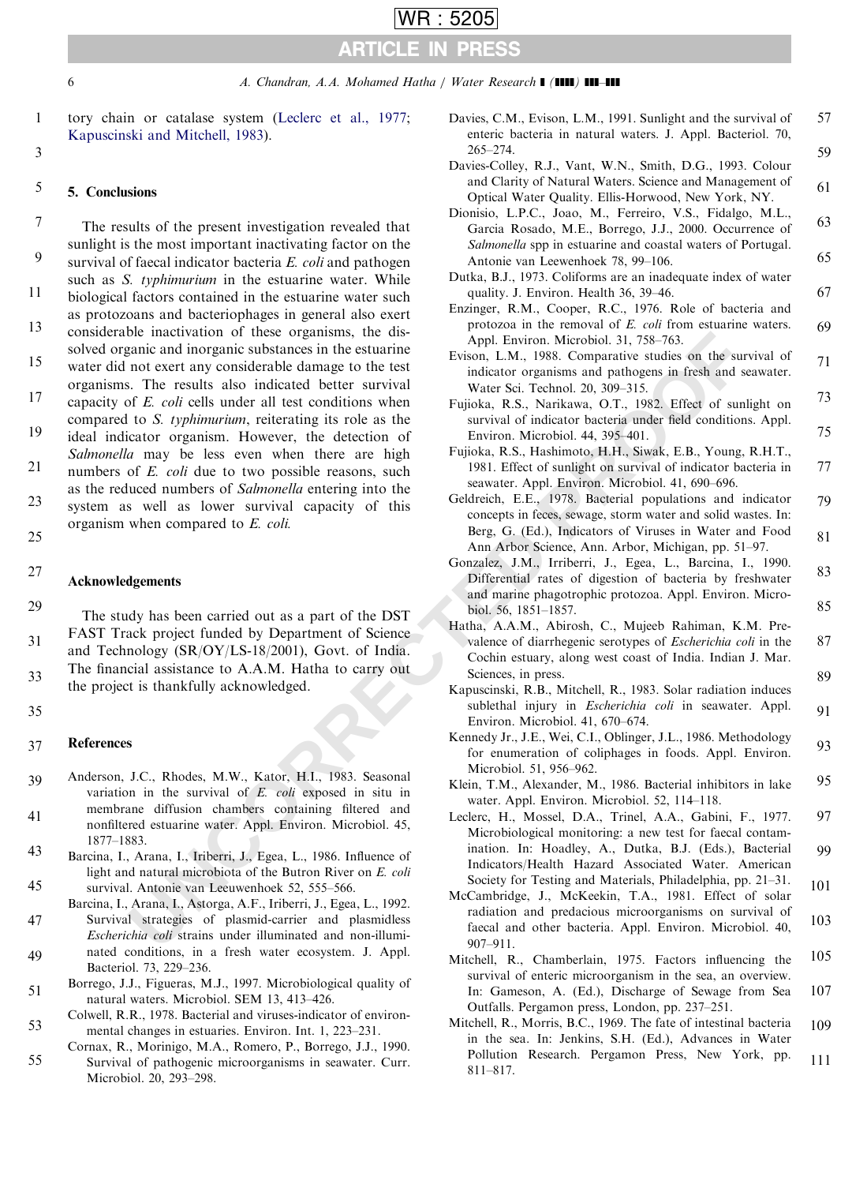tory chain or catalase system (Leclerc et al., 1977; Kapuscinski and Mitchell, 1983).

## 5. Conclusions

The results of the present investigation revealed that sunlight is the most important inactivating factor on the survival of faecal indicator bacteria *E. coli* and pathogen such as *S. typhimurium* in the estuarine water. While biological factors contained in the estuarine water such as protozoans and bacteriophages in general also exert considerable inactivation of these organisms, the dissolved organic and inorganic substances in the estuarine water did not exert any considerable damage to the test organisms. The results also indicated better survival capacity of *E. coli* cells under all test conditions when compared to *S. typhimurium*, reiterating its role as the ideal indicator organism. However, the detection of *Salmonella* may be less even when there are high numbers of *E. coli* due to two possible reasons, such as the reduced numbers of *Salmonella* entering into the system as well as lower survival capacity of this organism when compared to *E. coli*.

## Acknowledgements

The study has been carried out as a part of the DST FAST Track project funded by Department of Science and Technology (SR/OY/LS-18/2001), Govt. of India. The financial assistance to A.A.M. Hatha to carry out the project is thankfully acknowledged.

## References

Anderson, J.C., Rhodes, M.W., Kator, H.I., 1983. Seasonal variation in the survival of *E. coli* exposed in situ in membrane diffusion chambers containing filtered and nonfiltered estuarine water. Appl. Environ. Microbiol. 45, 1877–1883.

Barcina, I., Arana, I., Iriberri, J., Egea, L., 1986. Influence of light and natural microbiota of the Butron River on *E. coli* survival. Antonie van Leeuwenhoek 52, 555–566.

Barcina, I., Arana, I., Astorga, A.F., Iriberri, J., Egea, L., 1992. Survival strategies of plasmid-carrier and plasmidless *Escherichia coli* strains under illuminated and non-illuminated conditions, in a fresh water ecosystem. J. Appl. Bacteriol. 73, 229–236.

Borrego, J.J., Figueras, M.J., 1997. Microbiological quality of natural waters. Microbiol. SEM 13, 413–426.

Colwell, R.R., 1978. Bacterial and viruses-indicator of environmental changes in estuaries. Environ. Int. 1, 223–231.

Cornax, R., Morinigo, M.A., Romero, P., Borrego, J.J., 1990. Survival of pathogenic microorganisms in seawater. Curr. Microbiol. 20, 293–298.

Davies, C.M., Evison, L.M., 1991. Sunlight and the survival of enteric bacteria in natural waters. J. Appl. Bacteriol. 70, 265–274.

Davies-Colley, R.J., Vant, W.N., Smith, D.G., 1993. Colour and Clarity of Natural Waters. Science and Management of Optical Water Quality. Ellis-Horwood, New York, NY.

Dionisio, L.P.C., Joao, M., Ferreiro, V.S., Fidalgo, M.L., Garcia Rosado, M.E., Borrego, J.J., 2000. Occurrence of *Salmonella* spp in estuarine and coastal waters of Portugal. Antonie van Leewenhoek 78, 99–106.

Dutka, B.J., 1973. Coliforms are an inadequate index of water quality. J. Environ. Health 36, 39–46.

Enzinger, R.M., Cooper, R.C., 1976. Role of bacteria and protozoa in the removal of *E. coli* from estuarine waters. Appl. Environ. Microbiol. 31, 758–763.

Evison, L.M., 1988. Comparative studies on the survival of indicator organisms and pathogens in fresh and seawater. Water Sci. Technol. 20, 309–315.

Fujioka, R.S., Narikawa, O.T., 1982. Effect of sunlight on survival of indicator bacteria under field conditions. Appl. Environ. Microbiol. 44, 395–401.

Fujioka, R.S., Hashimoto, H.H., Siwak, E.B., Young, R.H.T., 1981. Effect of sunlight on survival of indicator bacteria in seawater. Appl. Environ. Microbiol. 41, 690–696.

Geldreich, E.E., 1978. Bacterial populations and indicator concepts in feces, sewage, storm water and solid wastes. In: Berg, G. (Ed.), Indicators of Viruses in Water and Food Ann Arbor Science, Ann. Arbor, Michigan, pp. 51–97.

Gonzalez, J.M., Irriberri, J., Egea, L., Barcina, I., 1990. Differential rates of digestion of bacteria by freshwater and marine phagotrophic protozoa. Appl. Environ. Microbiol. 56, 1851–1857.

Hatha, A.A.M., Abirosh, C., Mujeeb Rahiman, K.M. Prevalence of diarrhegenic serotypes of *Escherichia coli* in the Cochin estuary, along west coast of India. Indian J. Mar. Sciences, in press.

Kapuscinski, R.B., Mitchell, R., 1983. Solar radiation induces sublethal injury in *Escherichia coli* in seawater. Appl. Environ. Microbiol. 41, 670–674.

Kennedy Jr., J.E., Wei, C.I., Oblinger, J.L., 1986. Methodology for enumeration of coliphages in foods. Appl. Environ. Microbiol. 51, 956–962.

Klein, T.M., Alexander, M., 1986. Bacterial inhibitors in lake water. Appl. Environ. Microbiol. 52, 114–118.

Leclerc, H., Mossel, D.A., Trinel, A.A., Gabini, F., 1977. Microbiological monitoring: a new test for faecal contamination. In: Hoadley, A., Dutka, B.J. (Eds.), Bacterial Indicators/Health Hazard Associated Water. American Society for Testing and Materials, Philadelphia, pp. 21–31.

McCambridge, J., McKeekin, T.A., 1981. Effect of solar radiation and predacious microorganisms on survival of faecal and other bacteria. Appl. Environ. Microbiol. 40, 907–911.

Mitchell, R., Chamberlain, 1975. Factors influencing the survival of enteric microorganism in the sea, an overview. In: Gameson, A. (Ed.), Discharge of Sewage from Sea Outfalls. Pergamon press, London, pp. 237–251.

Mitchell, R., Morris, B.C., 1969. The fate of intestinal bacteria in the sea. In: Jenkins, S.H. (Ed.), Advances in Water Pollution Research. Pergamon Press, New York, pp. 811–817.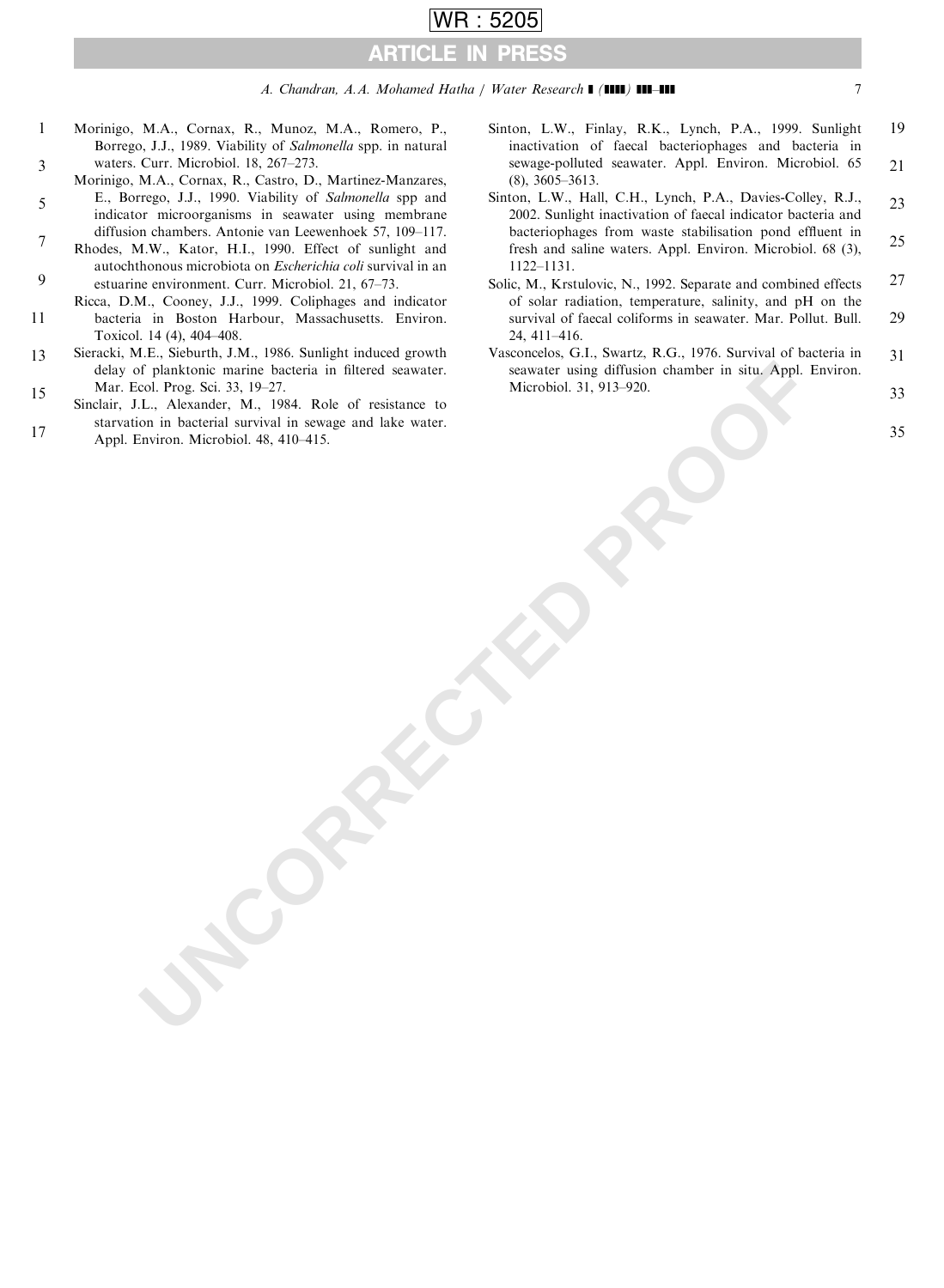Morinigo, M.A., Cornax, R., Munoz, M.A., Romero, P., Borrego, J.J., 1989. Viability of *Salmonella* spp. in natural waters. Curr. Microbiol. 18, 267–273.

Morinigo, M.A., Cornax, R., Castro, D., Martinez-Manzares, E., Borrego, J.J., 1990. Viability of *Salmonella* spp and indicator microorganisms in seawater using membrane diffusion chambers. Antonie van Leewenhoek 57, 109–117.

Rhodes, M.W., Kator, H.I., 1990. Effect of sunlight and autochthonous microbiota on *Escherichia coli* survival in an estuarine environment. Curr. Microbiol. 21, 67–73.

Ricca, D.M., Cooney, J.J., 1999. Coliphages and indicator bacteria in Boston Harbour, Massachusetts. Environ. Toxicol. 14 (4), 404–408.

Sieracki, M.E., Sieburth, J.M., 1986. Sunlight induced growth delay of planktonic marine bacteria in filtered seawater. Mar. Ecol. Prog. Sci. 33, 19–27.

Sinclair, J.L., Alexander, M., 1984. Role of resistance to starvation in bacterial survival in sewage and lake water. Appl. Environ. Microbiol. 48, 410–415.

Sinton, L.W., Finlay, R.K., Lynch, P.A., 1999. Sunlight inactivation of faecal bacteriophages and bacteria in sewage-polluted seawater. Appl. Environ. Microbiol. 65 (8), 3605–3613.

Sinton, L.W., Hall, C.H., Lynch, P.A., Davies-Colley, R.J., 2002. Sunlight inactivation of faecal indicator bacteria and bacteriophages from waste stabilisation pond effluent in fresh and saline waters. Appl. Environ. Microbiol. 68 (3), 1122–1131.

Solic, M., Krstulovic, N., 1992. Separate and combined effects of solar radiation, temperature, salinity, and pH on the survival of faecal coliforms in seawater. Mar. Pollut. Bull. 24, 411–416.

Vasconcelos, G.I., Swartz, R.G., 1976. Survival of bacteria in seawater using diffusion chamber in situ. Appl. Environ. Microbiol. 31, 913–920.